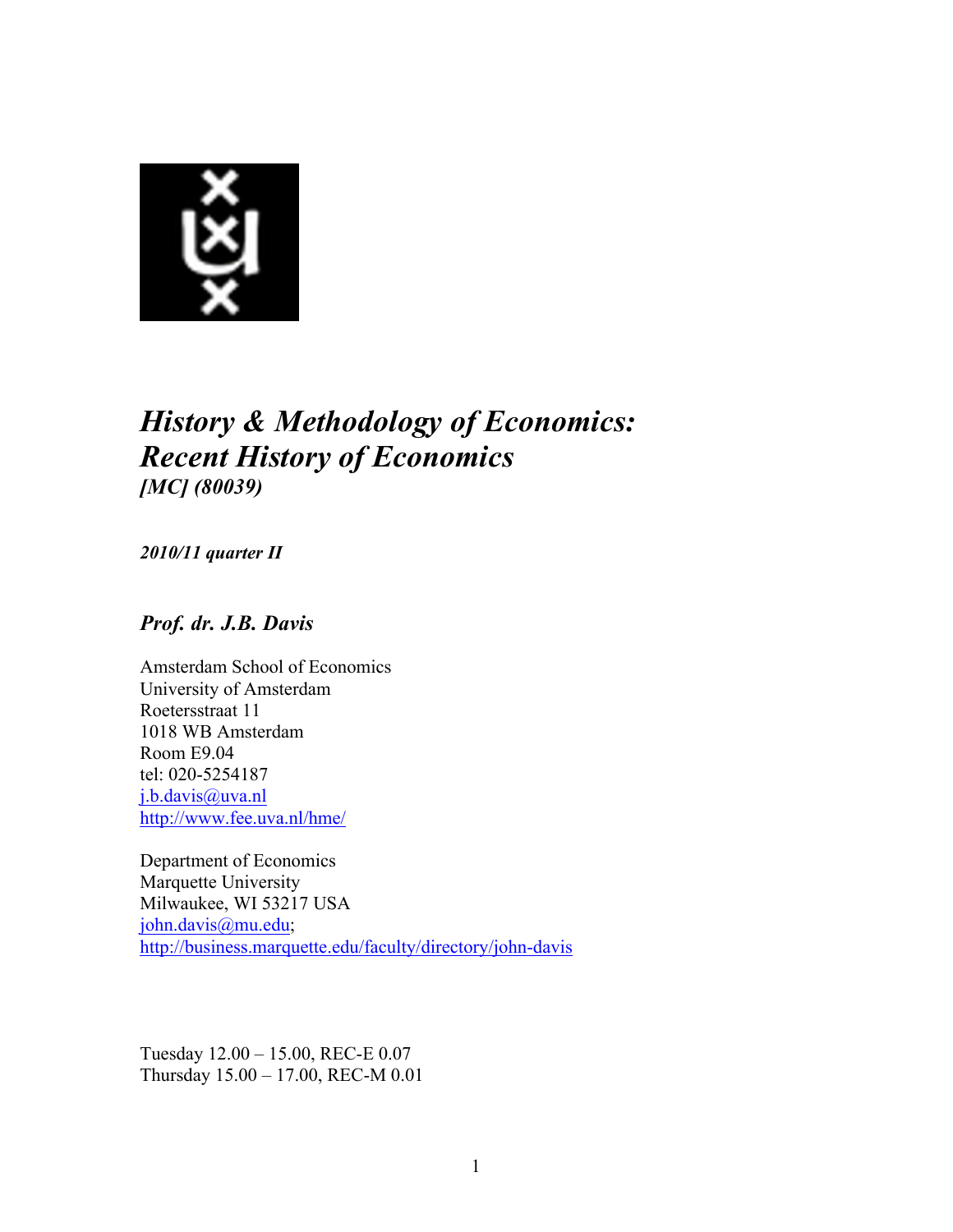# *History & Methodology of Economics: Recent History of Economics*

***[MC] (80039)***

***2010/11 quarter II***

## *Prof. dr. J.B. Davis*

Amsterdam School of Economics
University of Amsterdam
Roetersstraat 11
1018 WB Amsterdam
Room E9.04
tel: 020-5254187
j.b.davis@uva.nl
http://www.fee.uva.nl/hme/

Department of Economics
Marquette University
Milwaukee, WI 53217 USA
john.davis@mu.edu;
http://business.marquette.edu/faculty/directory/john-davis

Tuesday 12.00 – 15.00, REC-E 0.07
Thursday 15.00 – 17.00, REC-M 0.01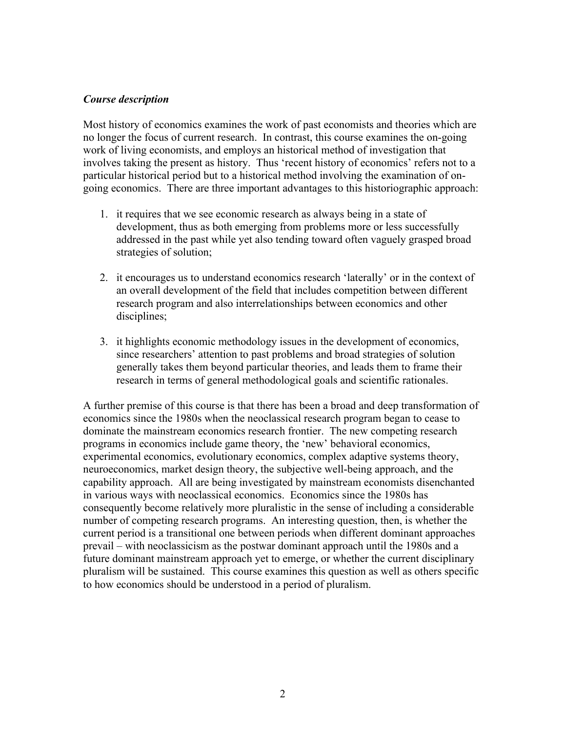### *Course description*

Most history of economics examines the work of past economists and theories which are no longer the focus of current research. In contrast, this course examines the on-going work of living economists, and employs an historical method of investigation that involves taking the present as history. Thus 'recent history of economics' refers not to a particular historical period but to a historical method involving the examination of on-going economics. There are three important advantages to this historiographic approach:

1. it requires that we see economic research as always being in a state of development, thus as both emerging from problems more or less successfully addressed in the past while yet also tending toward often vaguely grasped broad strategies of solution;

2. it encourages us to understand economics research 'laterally' or in the context of an overall development of the field that includes competition between different research program and also interrelationships between economics and other disciplines;

3. it highlights economic methodology issues in the development of economics, since researchers' attention to past problems and broad strategies of solution generally takes them beyond particular theories, and leads them to frame their research in terms of general methodological goals and scientific rationales.

A further premise of this course is that there has been a broad and deep transformation of economics since the 1980s when the neoclassical research program began to cease to dominate the mainstream economics research frontier. The new competing research programs in economics include game theory, the 'new' behavioral economics, experimental economics, evolutionary economics, complex adaptive systems theory, neuroeconomics, market design theory, the subjective well-being approach, and the capability approach. All are being investigated by mainstream economists disenchanted in various ways with neoclassical economics. Economics since the 1980s has consequently become relatively more pluralistic in the sense of including a considerable number of competing research programs. An interesting question, then, is whether the current period is a transitional one between periods when different dominant approaches prevail – with neoclassicism as the postwar dominant approach until the 1980s and a future dominant mainstream approach yet to emerge, or whether the current disciplinary pluralism will be sustained. This course examines this question as well as others specific to how economics should be understood in a period of pluralism.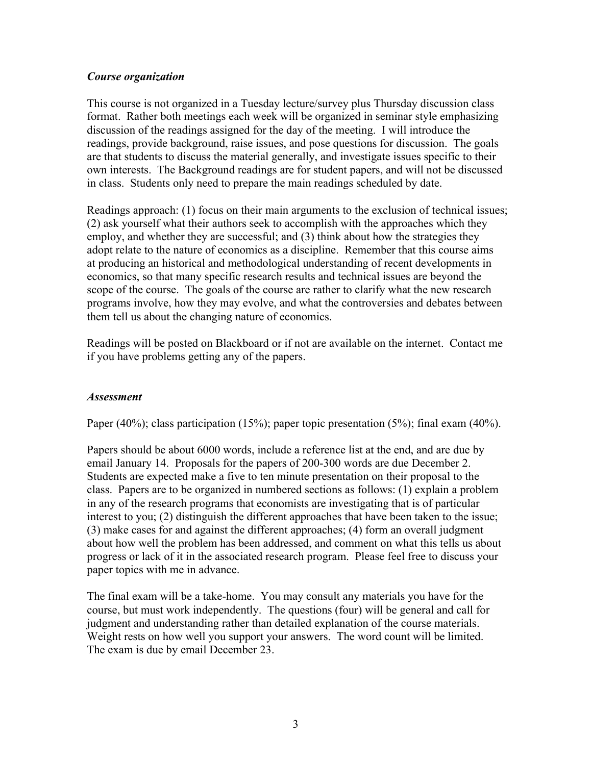***Course organization***

This course is not organized in a Tuesday lecture/survey plus Thursday discussion class format. Rather both meetings each week will be organized in seminar style emphasizing discussion of the readings assigned for the day of the meeting. I will introduce the readings, provide background, raise issues, and pose questions for discussion. The goals are that students to discuss the material generally, and investigate issues specific to their own interests. The Background readings are for student papers, and will not be discussed in class. Students only need to prepare the main readings scheduled by date.

Readings approach: (1) focus on their main arguments to the exclusion of technical issues; (2) ask yourself what their authors seek to accomplish with the approaches which they employ, and whether they are successful; and (3) think about how the strategies they adopt relate to the nature of economics as a discipline. Remember that this course aims at producing an historical and methodological understanding of recent developments in economics, so that many specific research results and technical issues are beyond the scope of the course. The goals of the course are rather to clarify what the new research programs involve, how they may evolve, and what the controversies and debates between them tell us about the changing nature of economics.

Readings will be posted on Blackboard or if not are available on the internet. Contact me if you have problems getting any of the papers.

***Assessment***

Paper (40%); class participation (15%); paper topic presentation (5%); final exam (40%).

Papers should be about 6000 words, include a reference list at the end, and are due by email January 14. Proposals for the papers of 200-300 words are due December 2. Students are expected make a five to ten minute presentation on their proposal to the class. Papers are to be organized in numbered sections as follows: (1) explain a problem in any of the research programs that economists are investigating that is of particular interest to you; (2) distinguish the different approaches that have been taken to the issue; (3) make cases for and against the different approaches; (4) form an overall judgment about how well the problem has been addressed, and comment on what this tells us about progress or lack of it in the associated research program. Please feel free to discuss your paper topics with me in advance.

The final exam will be a take-home. You may consult any materials you have for the course, but must work independently. The questions (four) will be general and call for judgment and understanding rather than detailed explanation of the course materials. Weight rests on how well you support your answers. The word count will be limited. The exam is due by email December 23.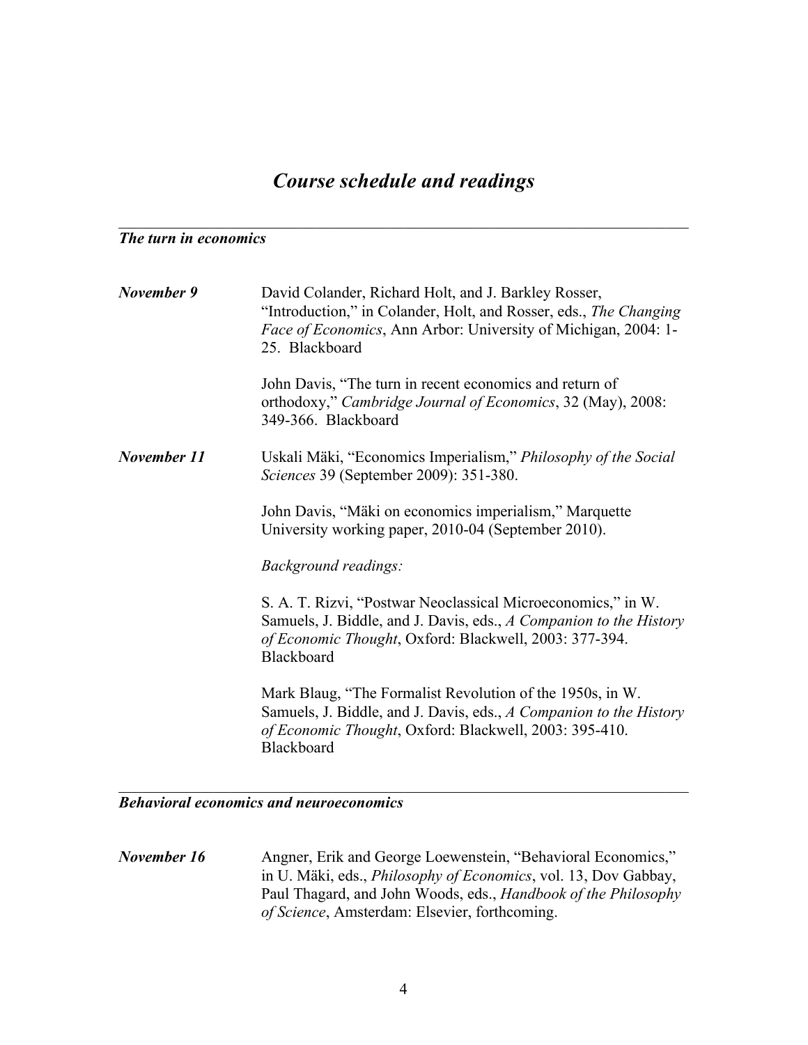# *Course schedule and readings*

---

### *The turn in economics*

***November 9***

David Colander, Richard Holt, and J. Barkley Rosser, "Introduction," in Colander, Holt, and Rosser, eds., *The Changing Face of Economics*, Ann Arbor: University of Michigan, 2004: 1-25. Blackboard

John Davis, "The turn in recent economics and return of orthodoxy," *Cambridge Journal of Economics*, 32 (May), 2008: 349-366. Blackboard

***November 11***

Uskali Mäki, "Economics Imperialism," *Philosophy of the Social Sciences* 39 (September 2009): 351-380.

John Davis, "Mäki on economics imperialism," Marquette University working paper, 2010-04 (September 2010).

*Background readings:*

S. A. T. Rizvi, "Postwar Neoclassical Microeconomics," in W. Samuels, J. Biddle, and J. Davis, eds., *A Companion to the History of Economic Thought*, Oxford: Blackwell, 2003: 377-394. Blackboard

Mark Blaug, "The Formalist Revolution of the 1950s, in W. Samuels, J. Biddle, and J. Davis, eds., *A Companion to the History of Economic Thought*, Oxford: Blackwell, 2003: 395-410. Blackboard

---

### *Behavioral economics and neuroeconomics*

***November 16***

Angner, Erik and George Loewenstein, "Behavioral Economics," in U. Mäki, eds., *Philosophy of Economics*, vol. 13, Dov Gabbay, Paul Thagard, and John Woods, eds., *Handbook of the Philosophy of Science*, Amsterdam: Elsevier, forthcoming.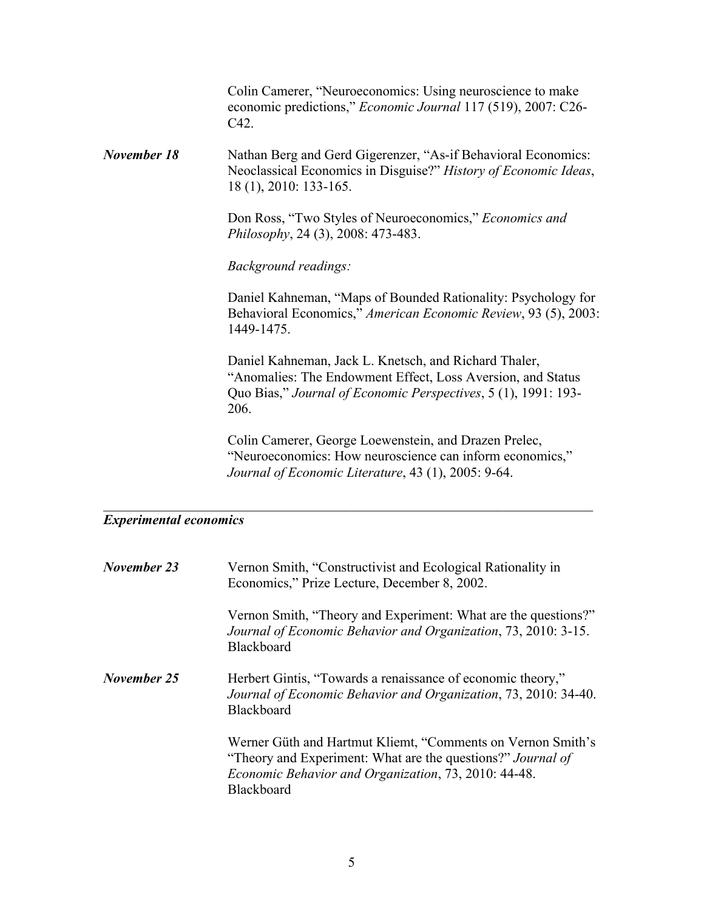Colin Camerer, "Neuroeconomics: Using neuroscience to make economic predictions," *Economic Journal* 117 (519), 2007: C26-C42.

***November 18***

Nathan Berg and Gerd Gigerenzer, "As-if Behavioral Economics: Neoclassical Economics in Disguise?" *History of Economic Ideas*, 18 (1), 2010: 133-165.

Don Ross, "Two Styles of Neuroeconomics," *Economics and Philosophy*, 24 (3), 2008: 473-483.

*Background readings:*

Daniel Kahneman, "Maps of Bounded Rationality: Psychology for Behavioral Economics," *American Economic Review*, 93 (5), 2003: 1449-1475.

Daniel Kahneman, Jack L. Knetsch, and Richard Thaler, "Anomalies: The Endowment Effect, Loss Aversion, and Status Quo Bias," *Journal of Economic Perspectives*, 5 (1), 1991: 193-206.

Colin Camerer, George Loewenstein, and Drazen Prelec, "Neuroeconomics: How neuroscience can inform economics," *Journal of Economic Literature*, 43 (1), 2005: 9-64.

---

***Experimental economics***

***November 23***

Vernon Smith, "Constructivist and Ecological Rationality in Economics," Prize Lecture, December 8, 2002.

Vernon Smith, "Theory and Experiment: What are the questions?" *Journal of Economic Behavior and Organization*, 73, 2010: 3-15. Blackboard

***November 25***

Herbert Gintis, "Towards a renaissance of economic theory," *Journal of Economic Behavior and Organization*, 73, 2010: 34-40. Blackboard

Werner Güth and Hartmut Kliemt, "Comments on Vernon Smith's "Theory and Experiment: What are the questions?" *Journal of Economic Behavior and Organization*, 73, 2010: 44-48. Blackboard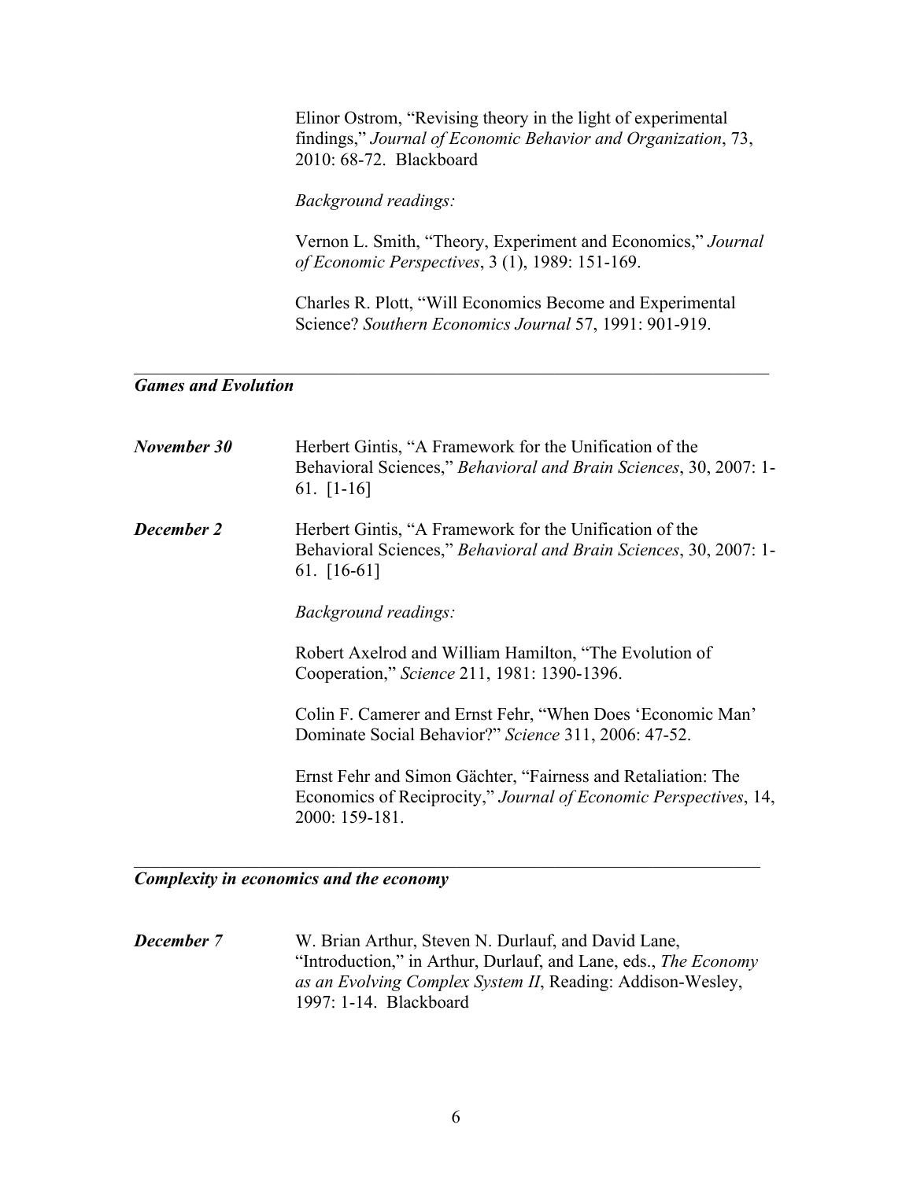Elinor Ostrom, "Revising theory in the light of experimental findings," *Journal of Economic Behavior and Organization*, 73, 2010: 68-72. Blackboard

*Background readings:*

Vernon L. Smith, "Theory, Experiment and Economics," *Journal of Economic Perspectives*, 3 (1), 1989: 151-169.

Charles R. Plott, "Will Economics Become and Experimental Science? *Southern Economics Journal* 57, 1991: 901-919.

---

***Games and Evolution***

***November 30*** Herbert Gintis, "A Framework for the Unification of the Behavioral Sciences," *Behavioral and Brain Sciences*, 30, 2007: 1-61. [1-16]

***December 2*** Herbert Gintis, "A Framework for the Unification of the Behavioral Sciences," *Behavioral and Brain Sciences*, 30, 2007: 1-61. [16-61]

*Background readings:*

Robert Axelrod and William Hamilton, "The Evolution of Cooperation," *Science* 211, 1981: 1390-1396.

Colin F. Camerer and Ernst Fehr, "When Does 'Economic Man' Dominate Social Behavior?" *Science* 311, 2006: 47-52.

Ernst Fehr and Simon Gächter, "Fairness and Retaliation: The Economics of Reciprocity," *Journal of Economic Perspectives*, 14, 2000: 159-181.

---

***Complexity in economics and the economy***

***December 7*** W. Brian Arthur, Steven N. Durlauf, and David Lane, "Introduction," in Arthur, Durlauf, and Lane, eds., *The Economy as an Evolving Complex System II*, Reading: Addison-Wesley, 1997: 1-14. Blackboard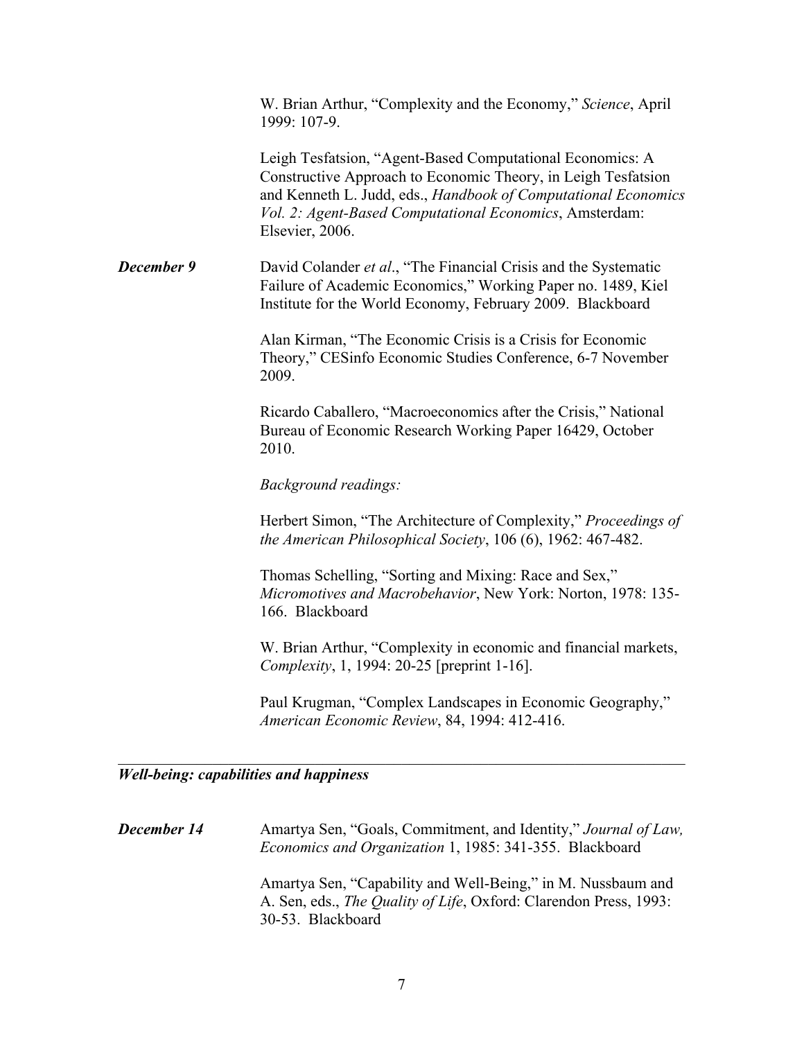W. Brian Arthur, "Complexity and the Economy," *Science*, April 1999: 107-9.

Leigh Tesfatsion, "Agent-Based Computational Economics: A Constructive Approach to Economic Theory, in Leigh Tesfatsion and Kenneth L. Judd, eds., *Handbook of Computational Economics Vol. 2: Agent-Based Computational Economics*, Amsterdam: Elsevier, 2006.

***December 9*** David Colander *et al*., "The Financial Crisis and the Systematic Failure of Academic Economics," Working Paper no. 1489, Kiel Institute for the World Economy, February 2009. Blackboard

Alan Kirman, "The Economic Crisis is a Crisis for Economic Theory," CESinfo Economic Studies Conference, 6-7 November 2009.

Ricardo Caballero, "Macroeconomics after the Crisis," National Bureau of Economic Research Working Paper 16429, October 2010.

*Background readings:*

Herbert Simon, "The Architecture of Complexity," *Proceedings of the American Philosophical Society*, 106 (6), 1962: 467-482.

Thomas Schelling, "Sorting and Mixing: Race and Sex," *Micromotives and Macrobehavior*, New York: Norton, 1978: 135-166. Blackboard

W. Brian Arthur, "Complexity in economic and financial markets, *Complexity*, 1, 1994: 20-25 [preprint 1-16].

Paul Krugman, "Complex Landscapes in Economic Geography," *American Economic Review*, 84, 1994: 412-416.

---

## ***Well-being: capabilities and happiness***

***December 14*** Amartya Sen, "Goals, Commitment, and Identity," *Journal of Law, Economics and Organization* 1, 1985: 341-355. Blackboard

Amartya Sen, "Capability and Well-Being," in M. Nussbaum and A. Sen, eds., *The Quality of Life*, Oxford: Clarendon Press, 1993: 30-53. Blackboard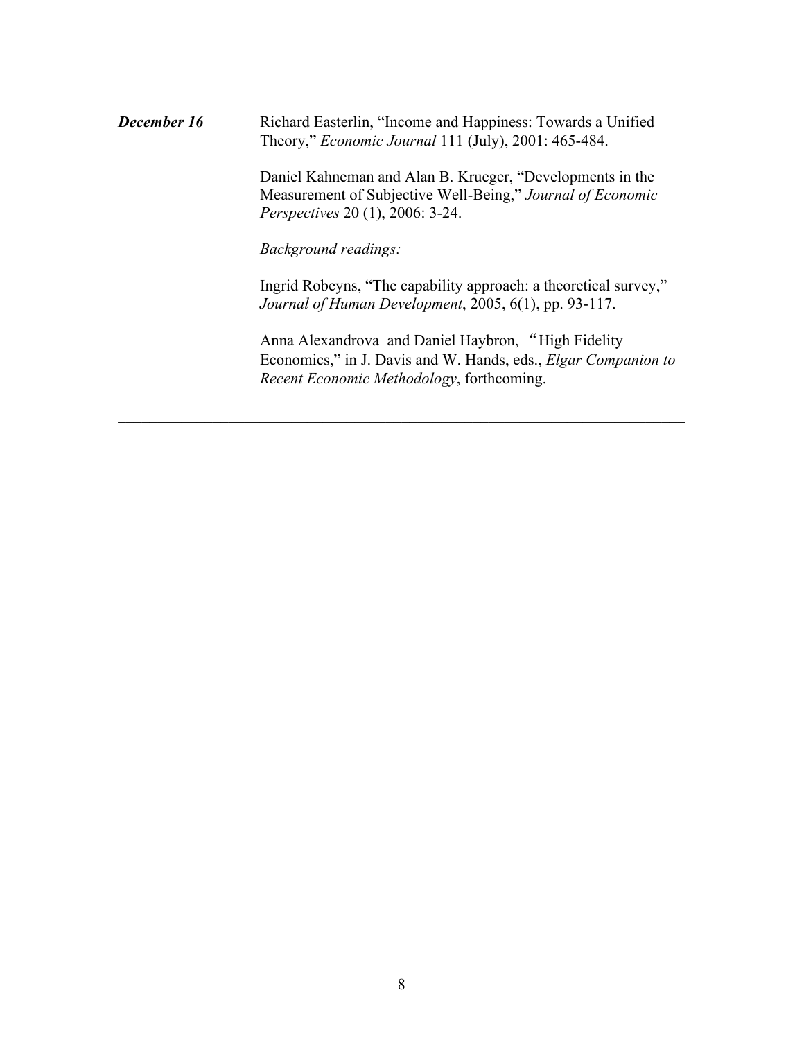***December 16***

Richard Easterlin, "Income and Happiness: Towards a Unified Theory," *Economic Journal* 111 (July), 2001: 465-484.

Daniel Kahneman and Alan B. Krueger, "Developments in the Measurement of Subjective Well-Being," *Journal of Economic Perspectives* 20 (1), 2006: 3-24.

*Background readings:*

Ingrid Robeyns, "The capability approach: a theoretical survey," *Journal of Human Development*, 2005, 6(1), pp. 93-117.

Anna Alexandrova and Daniel Haybron, "High Fidelity Economics," in J. Davis and W. Hands, eds., *Elgar Companion to Recent Economic Methodology*, forthcoming.

---